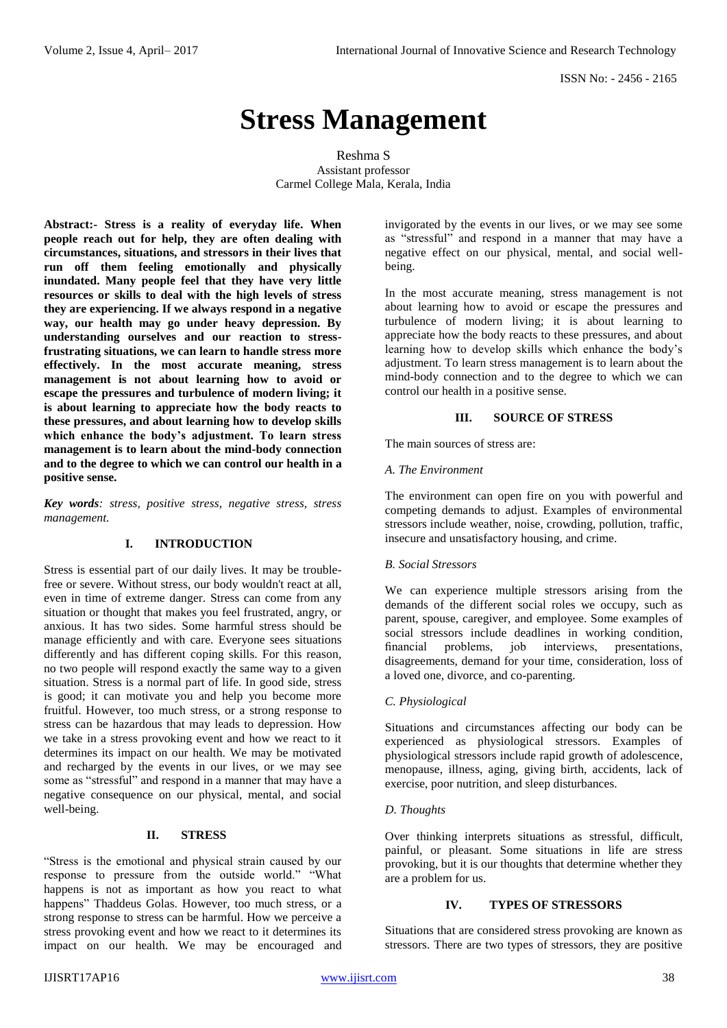# Stress Management

Reshma S
Assistant professor
Carmel College Mala, Kerala, India

**Abstract:- Stress is a reality of everyday life. When people reach out for help, they are often dealing with circumstances, situations, and stressors in their lives that run off them feeling emotionally and physically inundated. Many people feel that they have very little resources or skills to deal with the high levels of stress they are experiencing. If we always respond in a negative way, our health may go under heavy depression. By understanding ourselves and our reaction to stress-frustrating situations, we can learn to handle stress more effectively. In the most accurate meaning, stress management is not about learning how to avoid or escape the pressures and turbulence of modern living; it is about learning to appreciate how the body reacts to these pressures, and about learning how to develop skills which enhance the body's adjustment. To learn stress management is to learn about the mind-body connection and to the degree to which we can control our health in a positive sense.**

***Key words**: stress, positive stress, negative stress, stress management.*

## I. INTRODUCTION

Stress is essential part of our daily lives. It may be trouble-free or severe. Without stress, our body wouldn't react at all, even in time of extreme danger. Stress can come from any situation or thought that makes you feel frustrated, angry, or anxious. It has two sides. Some harmful stress should be manage efficiently and with care. Everyone sees situations differently and has different coping skills. For this reason, no two people will respond exactly the same way to a given situation. Stress is a normal part of life. In good side, stress is good; it can motivate you and help you become more fruitful. However, too much stress, or a strong response to stress can be hazardous that may leads to depression. How we take in a stress provoking event and how we react to it determines its impact on our health. We may be motivated and recharged by the events in our lives, or we may see some as "stressful" and respond in a manner that may have a negative consequence on our physical, mental, and social well-being.

## II. STRESS

"Stress is the emotional and physical strain caused by our response to pressure from the outside world." "What happens is not as important as how you react to what happens" Thaddeus Golas. However, too much stress, or a strong response to stress can be harmful. How we perceive a stress provoking event and how we react to it determines its impact on our health. We may be encouraged and invigorated by the events in our lives, or we may see some as "stressful" and respond in a manner that may have a negative effect on our physical, mental, and social well-being.

In the most accurate meaning, stress management is not about learning how to avoid or escape the pressures and turbulence of modern living; it is about learning to appreciate how the body reacts to these pressures, and about learning how to develop skills which enhance the body's adjustment. To learn stress management is to learn about the mind-body connection and to the degree to which we can control our health in a positive sense.

## III. SOURCE OF STRESS

The main sources of stress are:

### *A. The Environment*

The environment can open fire on you with powerful and competing demands to adjust. Examples of environmental stressors include weather, noise, crowding, pollution, traffic, insecure and unsatisfactory housing, and crime.

### *B. Social Stressors*

We can experience multiple stressors arising from the demands of the different social roles we occupy, such as parent, spouse, caregiver, and employee. Some examples of social stressors include deadlines in working condition, financial problems, job interviews, presentations, disagreements, demand for your time, consideration, loss of a loved one, divorce, and co-parenting.

### *C. Physiological*

Situations and circumstances affecting our body can be experienced as physiological stressors. Examples of physiological stressors include rapid growth of adolescence, menopause, illness, aging, giving birth, accidents, lack of exercise, poor nutrition, and sleep disturbances.

### *D. Thoughts*

Over thinking interprets situations as stressful, difficult, painful, or pleasant. Some situations in life are stress provoking, but it is our thoughts that determine whether they are a problem for us.

## IV. TYPES OF STRESSORS

Situations that are considered stress provoking are known as stressors. There are two types of stressors, they are positive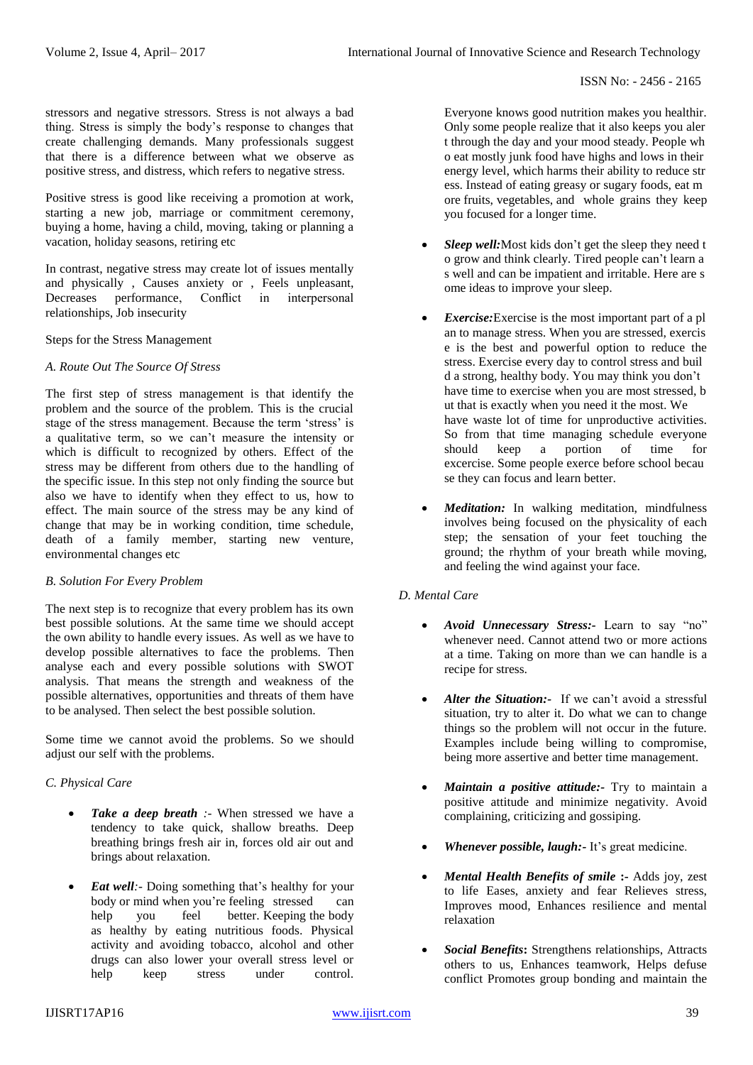stressors and negative stressors. Stress is not always a bad thing. Stress is simply the body's response to changes that create challenging demands. Many professionals suggest that there is a difference between what we observe as positive stress, and distress, which refers to negative stress.

Positive stress is good like receiving a promotion at work, starting a new job, marriage or commitment ceremony, buying a home, having a child, moving, taking or planning a vacation, holiday seasons, retiring etc

In contrast, negative stress may create lot of issues mentally and physically , Causes anxiety or , Feels unpleasant, Decreases performance, Conflict in interpersonal relationships, Job insecurity

Steps for the Stress Management

### *A. Route Out The Source Of Stress*

The first step of stress management is that identify the problem and the source of the problem. This is the crucial stage of the stress management. Because the term 'stress' is a qualitative term, so we can't measure the intensity or which is difficult to recognized by others. Effect of the stress may be different from others due to the handling of the specific issue. In this step not only finding the source but also we have to identify when they effect to us, how to effect. The main source of the stress may be any kind of change that may be in working condition, time schedule, death of a family member, starting new venture, environmental changes etc

### *B. Solution For Every Problem*

The next step is to recognize that every problem has its own best possible solutions. At the same time we should accept the own ability to handle every issues. As well as we have to develop possible alternatives to face the problems. Then analyse each and every possible solutions with SWOT analysis. That means the strength and weakness of the possible alternatives, opportunities and threats of them have to be analysed. Then select the best possible solution.

Some time we cannot avoid the problems. So we should adjust our self with the problems.

### *C. Physical Care*

- ***Take a deep breath*** *:-* When stressed we have a tendency to take quick, shallow breaths. Deep breathing brings fresh air in, forces old air out and brings about relaxation.
- ***Eat well****:-* Doing something that's healthy for your body or mind when you're feeling stressed can help you feel better. Keeping the body as healthy by eating nutritious foods. Physical activity and avoiding tobacco, alcohol and other drugs can also lower your overall stress level or help keep stress under control.

  Everyone knows good nutrition makes you healthir. Only some people realize that it also keeps you aler t through the day and your mood steady. People wh o eat mostly junk food have highs and lows in their energy level, which harms their ability to reduce str ess. Instead of eating greasy or sugary foods, eat m ore fruits, vegetables, and whole grains they keep you focused for a longer time.
- ***Sleep well:***Most kids don't get the sleep they need t o grow and think clearly. Tired people can't learn a s well and can be impatient and irritable. Here are s ome ideas to improve your sleep.
- ***Exercise:***Exercise is the most important part of a pl an to manage stress. When you are stressed, exercis e is the best and powerful option to reduce the stress. Exercise every day to control stress and buil d a strong, healthy body. You may think you don't have time to exercise when you are most stressed, b ut that is exactly when you need it the most. We have waste lot of time for unproductive activities. So from that time managing schedule everyone should keep a portion of time for excercise. Some people exerce before school becau se they can focus and learn better.
- ***Meditation:*** In walking meditation, mindfulness involves being focused on the physicality of each step; the sensation of your feet touching the ground; the rhythm of your breath while moving, and feeling the wind against your face.

### *D. Mental Care*

- ***Avoid Unnecessary Stress:-*** Learn to say "no" whenever need. Cannot attend two or more actions at a time. Taking on more than we can handle is a recipe for stress.
- ***Alter the Situation:-*** If we can't avoid a stressful situation, try to alter it. Do what we can to change things so the problem will not occur in the future. Examples include being willing to compromise, being more assertive and better time management.
- ***Maintain a positive attitude:-*** Try to maintain a positive attitude and minimize negativity. Avoid complaining, criticizing and gossiping.
- ***Whenever possible, laugh:-*** It's great medicine.
- ***Mental Health Benefits of smile* :-** Adds joy, zest to life Eases, anxiety and fear Relieves stress, Improves mood, Enhances resilience and mental relaxation
- ***Social Benefits*:** Strengthens relationships, Attracts others to us, Enhances teamwork, Helps defuse conflict Promotes group bonding and maintain the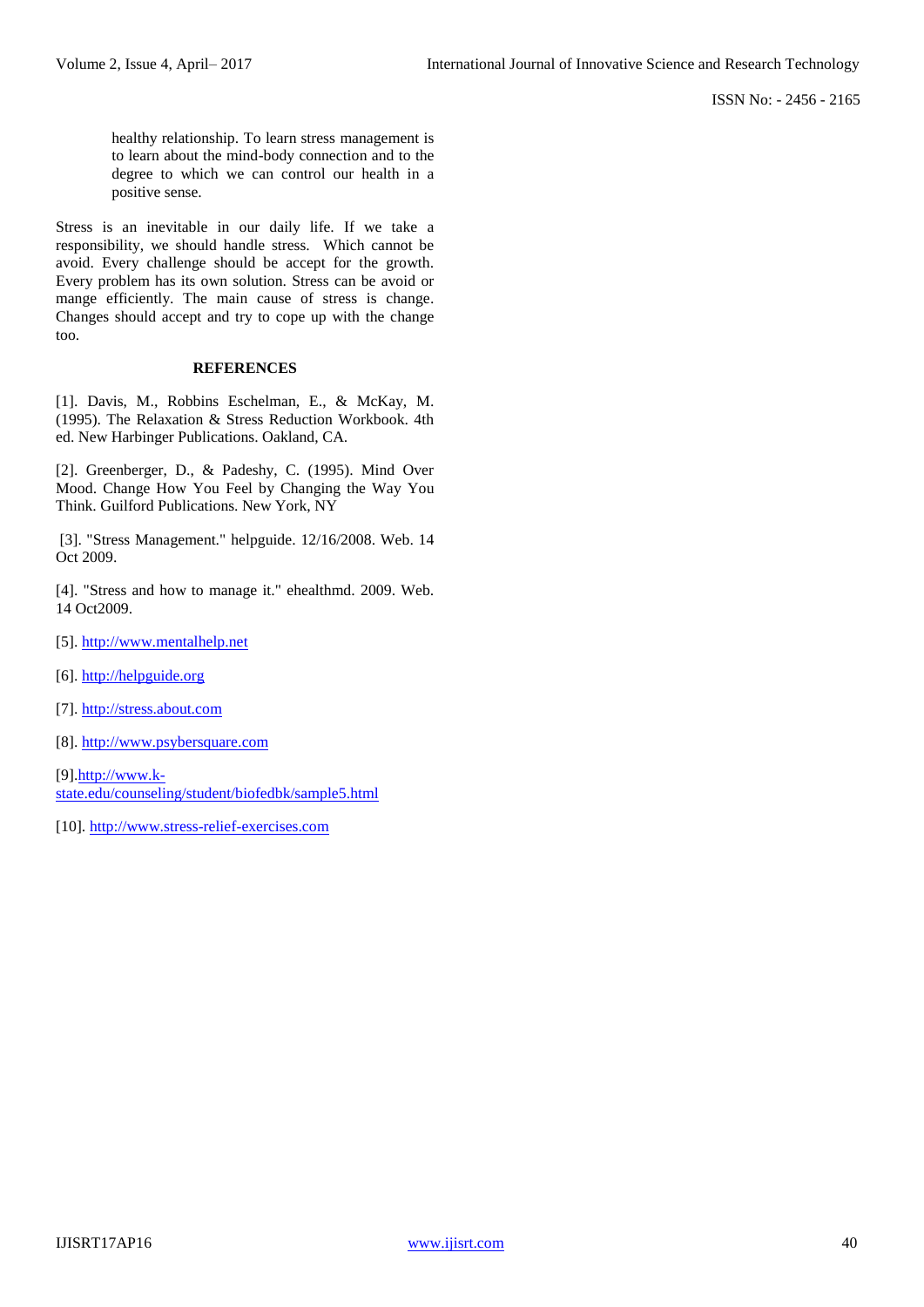healthy relationship. To learn stress management is to learn about the mind-body connection and to the degree to which we can control our health in a positive sense.

Stress is an inevitable in our daily life. If we take a responsibility, we should handle stress. Which cannot be avoid. Every challenge should be accept for the growth. Every problem has its own solution. Stress can be avoid or mange efficiently. The main cause of stress is change. Changes should accept and try to cope up with the change too.

## REFERENCES

[1]. Davis, M., Robbins Eschelman, E., & McKay, M. (1995). The Relaxation & Stress Reduction Workbook. 4th ed. New Harbinger Publications. Oakland, CA.

[2]. Greenberger, D., & Padeshy, C. (1995). Mind Over Mood. Change How You Feel by Changing the Way You Think. Guilford Publications. New York, NY

[3]. "Stress Management." helpguide. 12/16/2008. Web. 14 Oct 2009.

[4]. "Stress and how to manage it." ehealthmd. 2009. Web. 14 Oct2009.

[5]. http://www.mentalhelp.net

[6]. http://helpguide.org

[7]. http://stress.about.com

[8]. http://www.psybersquare.com

[9].http://www.k-state.edu/counseling/student/biofedbk/sample5.html

[10]. http://www.stress-relief-exercises.com